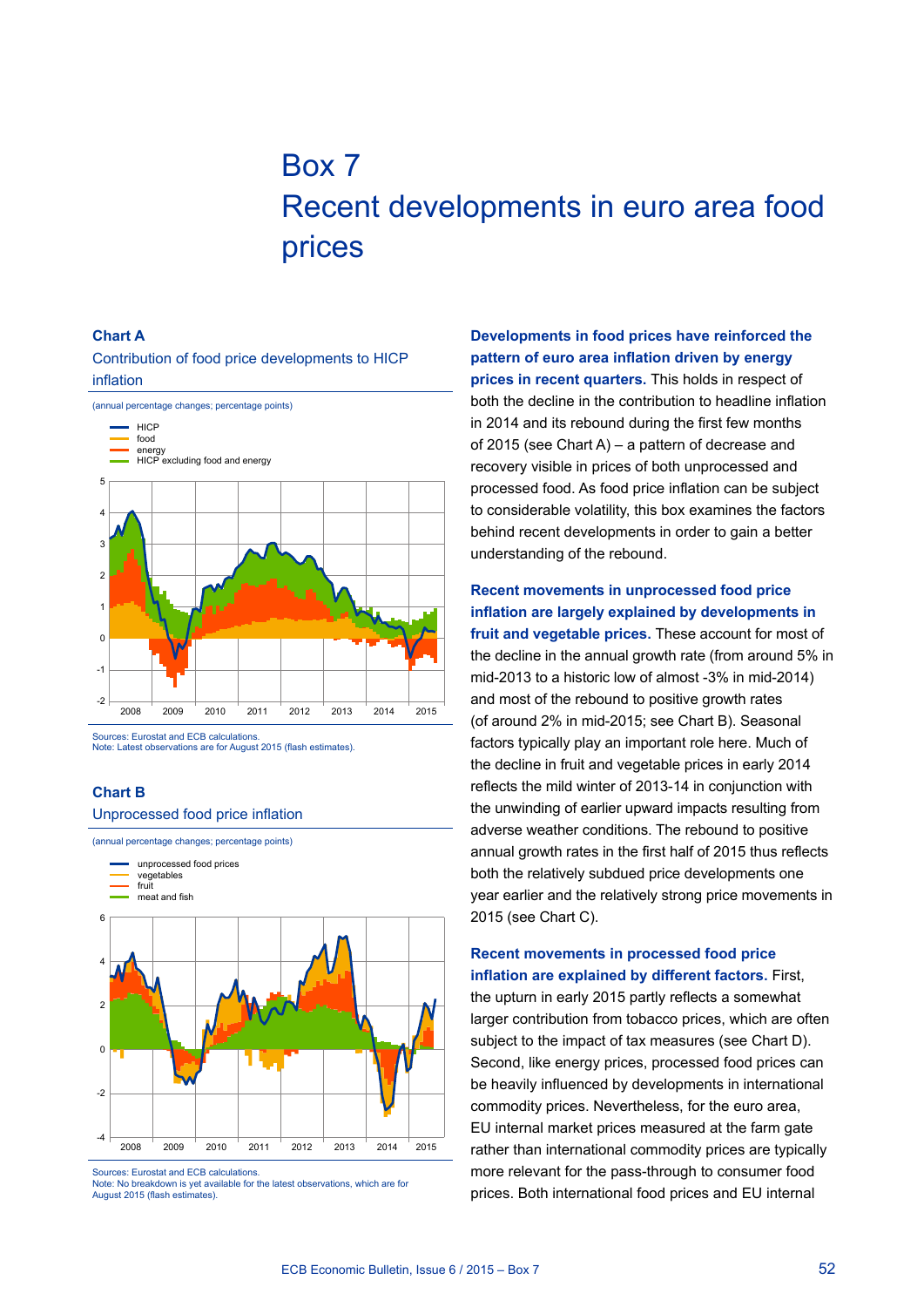# Box 7
# Recent developments in euro area food prices

### Chart A

Contribution of food price developments to HICP inflation

(annual percentage changes; percentage points)

Sources: Eurostat and ECB calculations.
Note: Latest observations are for August 2015 (flash estimates).

### Chart B

Unprocessed food price inflation

(annual percentage changes; percentage points)

Sources: Eurostat and ECB calculations.
Note: No breakdown is yet available for the latest observations, which are for August 2015 (flash estimates).

**Developments in food prices have reinforced the pattern of euro area inflation driven by energy prices in recent quarters.** This holds in respect of both the decline in the contribution to headline inflation in 2014 and its rebound during the first few months of 2015 (see Chart A) – a pattern of decrease and recovery visible in prices of both unprocessed and processed food. As food price inflation can be subject to considerable volatility, this box examines the factors behind recent developments in order to gain a better understanding of the rebound.

**Recent movements in unprocessed food price inflation are largely explained by developments in fruit and vegetable prices.** These account for most of the decline in the annual growth rate (from around 5% in mid-2013 to a historic low of almost -3% in mid-2014) and most of the rebound to positive growth rates (of around 2% in mid-2015; see Chart B). Seasonal factors typically play an important role here. Much of the decline in fruit and vegetable prices in early 2014 reflects the mild winter of 2013-14 in conjunction with the unwinding of earlier upward impacts resulting from adverse weather conditions. The rebound to positive annual growth rates in the first half of 2015 thus reflects both the relatively subdued price developments one year earlier and the relatively strong price movements in 2015 (see Chart C).

**Recent movements in processed food price inflation are explained by different factors.** First, the upturn in early 2015 partly reflects a somewhat larger contribution from tobacco prices, which are often subject to the impact of tax measures (see Chart D). Second, like energy prices, processed food prices can be heavily influenced by developments in international commodity prices. Nevertheless, for the euro area, EU internal market prices measured at the farm gate rather than international commodity prices are typically more relevant for the pass-through to consumer food prices. Both international food prices and EU internal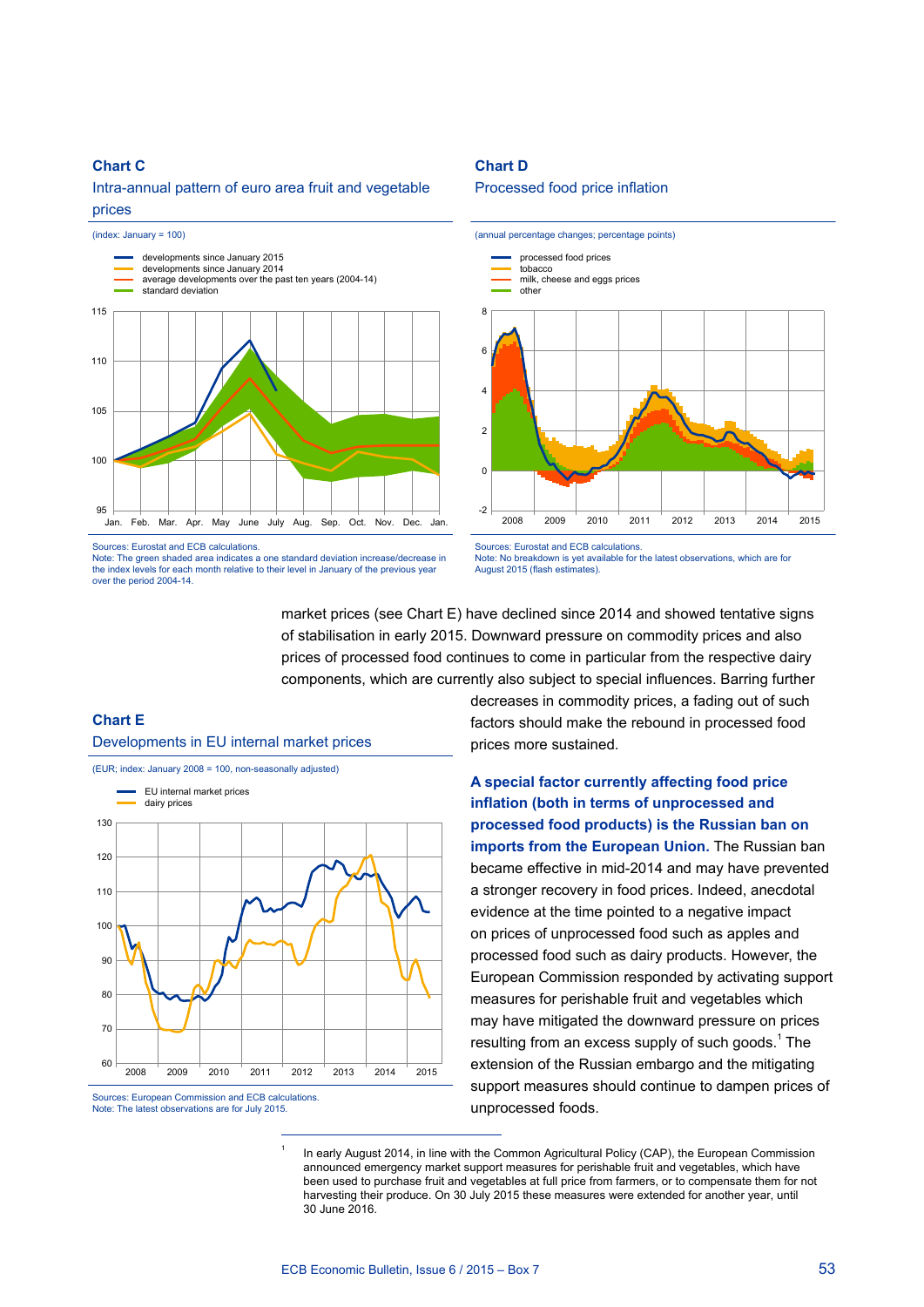**Chart C**

Intra-annual pattern of euro area fruit and vegetable prices

(index: January = 100)

- developments since January 2015
- developments since January 2014
- average developments over the past ten years (2004-14)
- standard deviation

Sources: Eurostat and ECB calculations.
Note: The green shaded area indicates a one standard deviation increase/decrease in the index levels for each month relative to their level in January of the previous year over the period 2004-14.

**Chart D**

Processed food price inflation

(annual percentage changes; percentage points)

- processed food prices
- tobacco
- milk, cheese and eggs prices
- other

Sources: Eurostat and ECB calculations.
Note: No breakdown is yet available for the latest observations, which are for August 2015 (flash estimates).

market prices (see Chart E) have declined since 2014 and showed tentative signs of stabilisation in early 2015. Downward pressure on commodity prices and also prices of processed food continues to come in particular from the respective dairy components, which are currently also subject to special influences. Barring further decreases in commodity prices, a fading out of such factors should make the rebound in processed food prices more sustained.

**Chart E**

Developments in EU internal market prices

(EUR; index: January 2008 = 100, non-seasonally adjusted)

- EU internal market prices
- dairy prices

Sources: European Commission and ECB calculations.
Note: The latest observations are for July 2015.

**A special factor currently affecting food price inflation (both in terms of unprocessed and processed food products) is the Russian ban on imports from the European Union.** The Russian ban became effective in mid-2014 and may have prevented a stronger recovery in food prices. Indeed, anecdotal evidence at the time pointed to a negative impact on prices of unprocessed food such as apples and processed food such as dairy products. However, the European Commission responded by activating support measures for perishable fruit and vegetables which may have mitigated the downward pressure on prices resulting from an excess supply of such goods.[1] The extension of the Russian embargo and the mitigating support measures should continue to dampen prices of unprocessed foods.

[1] In early August 2014, in line with the Common Agricultural Policy (CAP), the European Commission announced emergency market support measures for perishable fruit and vegetables, which have been used to purchase fruit and vegetables at full price from farmers, or to compensate them for not harvesting their produce. On 30 July 2015 these measures were extended for another year, until 30 June 2016.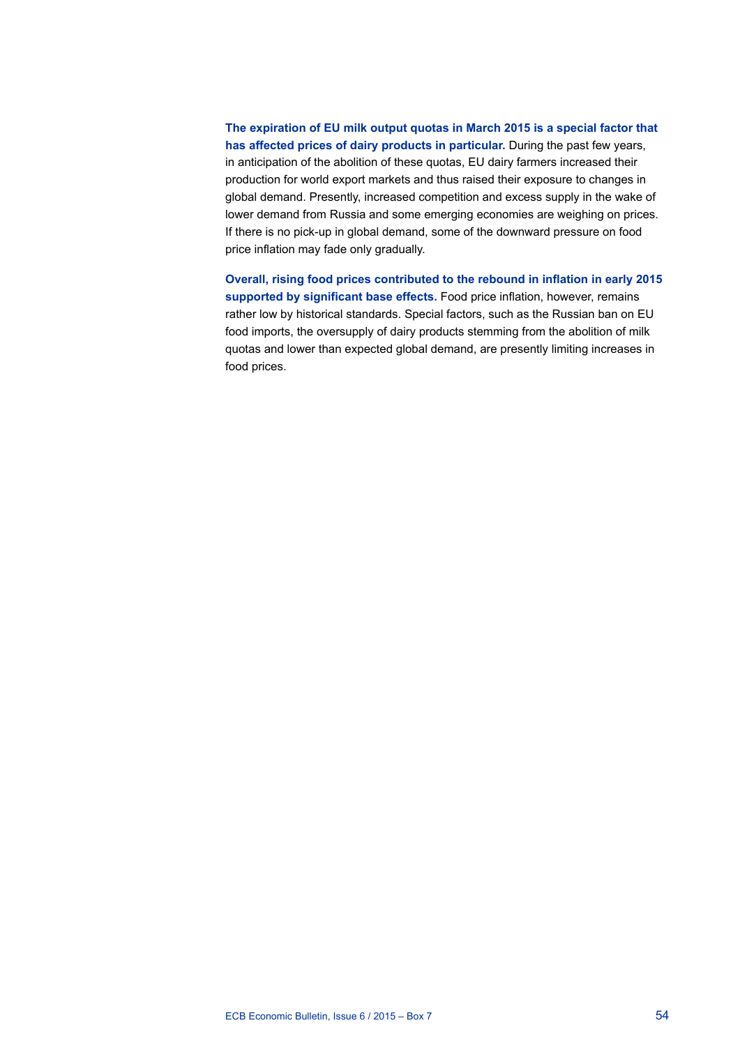**The expiration of EU milk output quotas in March 2015 is a special factor that has affected prices of dairy products in particular.** During the past few years, in anticipation of the abolition of these quotas, EU dairy farmers increased their production for world export markets and thus raised their exposure to changes in global demand. Presently, increased competition and excess supply in the wake of lower demand from Russia and some emerging economies are weighing on prices. If there is no pick-up in global demand, some of the downward pressure on food price inflation may fade only gradually.

**Overall, rising food prices contributed to the rebound in inflation in early 2015 supported by significant base effects.** Food price inflation, however, remains rather low by historical standards. Special factors, such as the Russian ban on EU food imports, the oversupply of dairy products stemming from the abolition of milk quotas and lower than expected global demand, are presently limiting increases in food prices.